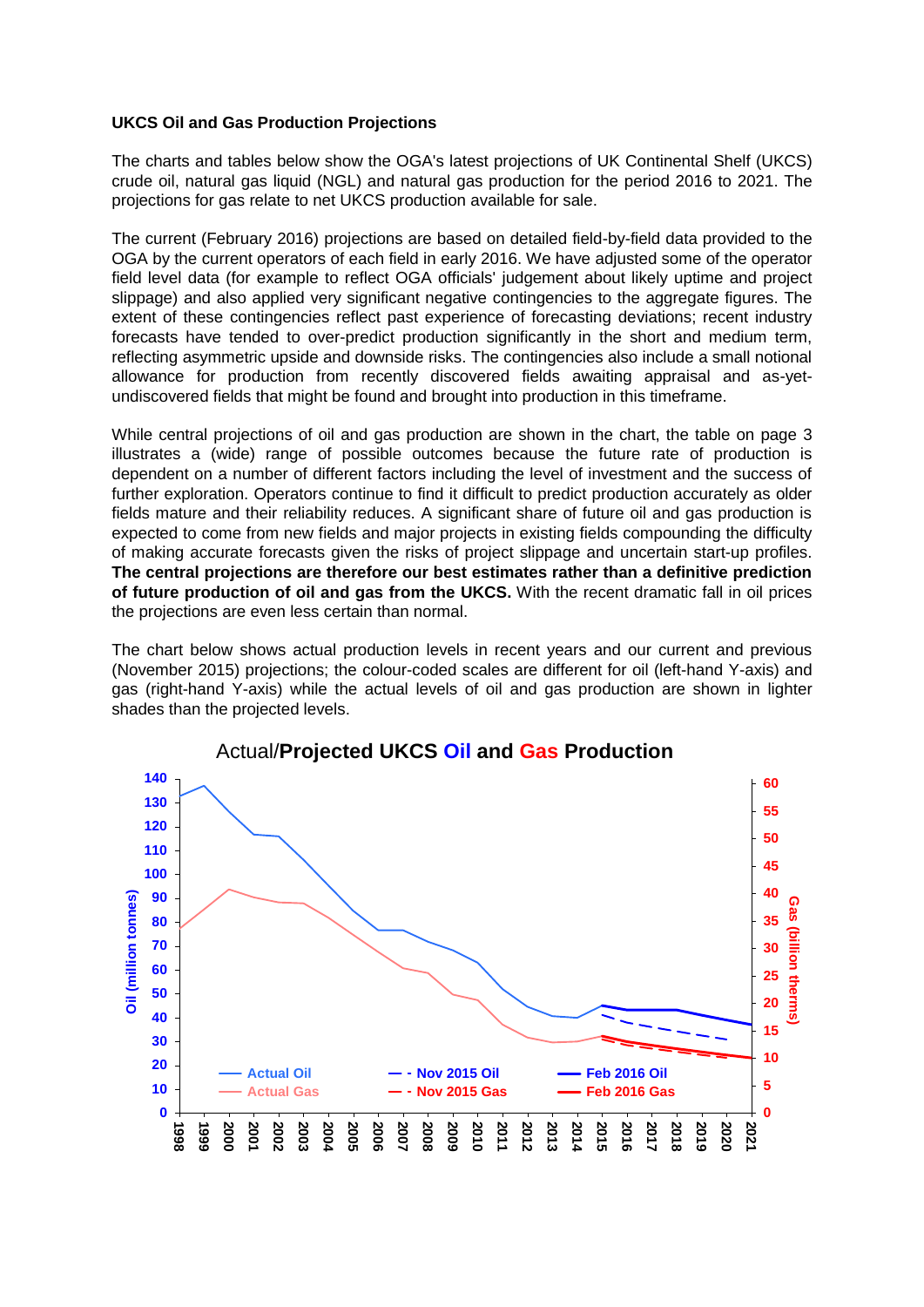**UKCS Oil and Gas Production Projections**

The charts and tables below show the OGA's latest projections of UK Continental Shelf (UKCS) crude oil, natural gas liquid (NGL) and natural gas production for the period 2016 to 2021. The projections for gas relate to net UKCS production available for sale.

The current (February 2016) projections are based on detailed field-by-field data provided to the OGA by the current operators of each field in early 2016. We have adjusted some of the operator field level data (for example to reflect OGA officials' judgement about likely uptime and project slippage) and also applied very significant negative contingencies to the aggregate figures. The extent of these contingencies reflect past experience of forecasting deviations; recent industry forecasts have tended to over-predict production significantly in the short and medium term, reflecting asymmetric upside and downside risks. The contingencies also include a small notional allowance for production from recently discovered fields awaiting appraisal and as-yet-undiscovered fields that might be found and brought into production in this timeframe.

While central projections of oil and gas production are shown in the chart, the table on page 3 illustrates a (wide) range of possible outcomes because the future rate of production is dependent on a number of different factors including the level of investment and the success of further exploration. Operators continue to find it difficult to predict production accurately as older fields mature and their reliability reduces. A significant share of future oil and gas production is expected to come from new fields and major projects in existing fields compounding the difficulty of making accurate forecasts given the risks of project slippage and uncertain start-up profiles. **The central projections are therefore our best estimates rather than a definitive prediction of future production of oil and gas from the UKCS.** With the recent dramatic fall in oil prices the projections are even less certain than normal.

The chart below shows actual production levels in recent years and our current and previous (November 2015) projections; the colour-coded scales are different for oil (left-hand Y-axis) and gas (right-hand Y-axis) while the actual levels of oil and gas production are shown in lighter shades than the projected levels.

Actual/**Projected UKCS Oil and Gas Production**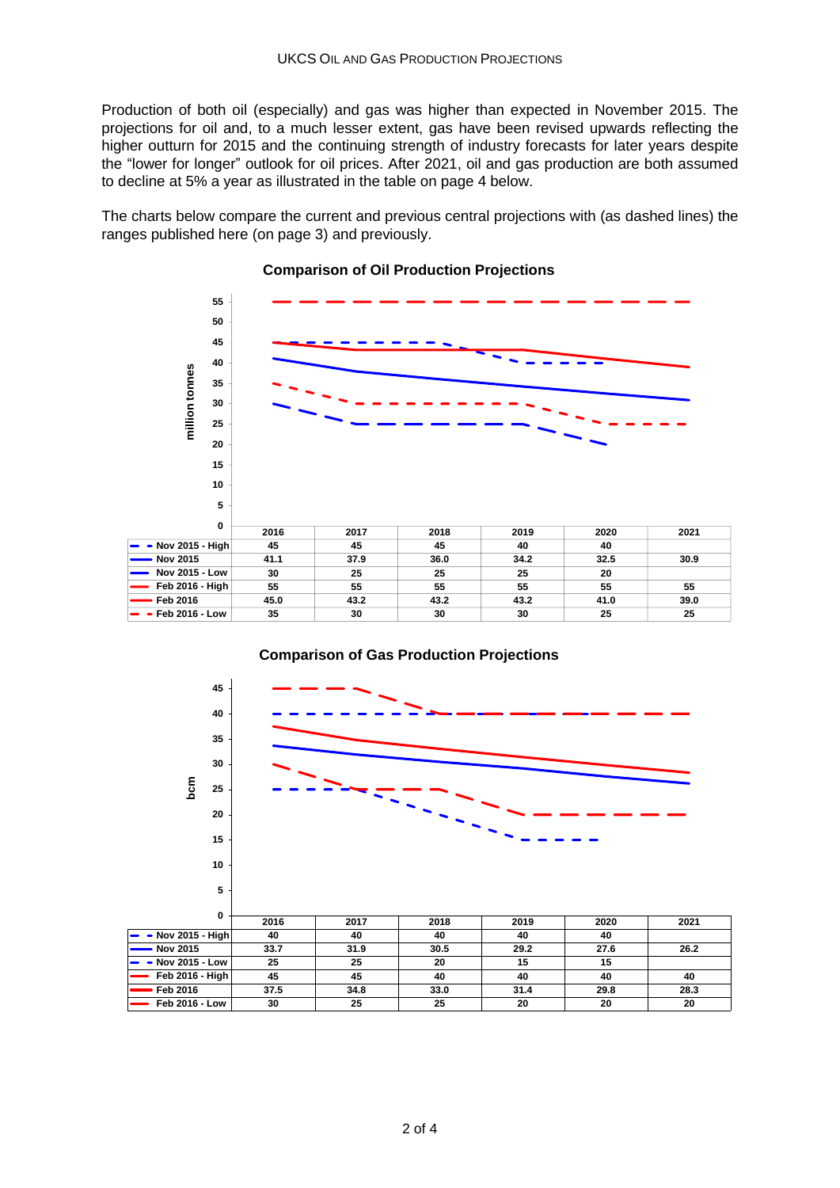UKCS OIL AND GAS PRODUCTION PROJECTIONS

Production of both oil (especially) and gas was higher than expected in November 2015. The projections for oil and, to a much lesser extent, gas have been revised upwards reflecting the higher outturn for 2015 and the continuing strength of industry forecasts for later years despite the "lower for longer" outlook for oil prices. After 2021, oil and gas production are both assumed to decline at 5% a year as illustrated in the table on page 4 below.

The charts below compare the current and previous central projections with (as dashed lines) the ranges published here (on page 3) and previously.

**Comparison of Oil Production Projections**

| million tonnes | 2016 | 2017 | 2018 | 2019 | 2020 | 2021 |
|---|---|---|---|---|---|---|
| Nov 2015 - High | 45 | 45 | 45 | 40 | 40 | |
| Nov 2015 | 41.1 | 37.9 | 36.0 | 34.2 | 32.5 | 30.9 |
| Nov 2015 - Low | 30 | 25 | 25 | 25 | 20 | |
| Feb 2016 - High | 55 | 55 | 55 | 55 | 55 | 55 |
| Feb 2016 | 45.0 | 43.2 | 43.2 | 43.2 | 41.0 | 39.0 |
| Feb 2016 - Low | 35 | 30 | 30 | 30 | 25 | 25 |

**Comparison of Gas Production Projections**

| bcm | 2016 | 2017 | 2018 | 2019 | 2020 | 2021 |
|---|---|---|---|---|---|---|
| Nov 2015 - High | 40 | 40 | 40 | 40 | 40 | |
| Nov 2015 | 33.7 | 31.9 | 30.5 | 29.2 | 27.6 | 26.2 |
| Nov 2015 - Low | 25 | 25 | 20 | 15 | 15 | |
| Feb 2016 - High | 45 | 45 | 40 | 40 | 40 | 40 |
| Feb 2016 | 37.5 | 34.8 | 33.0 | 31.4 | 29.8 | 28.3 |
| Feb 2016 - Low | 30 | 25 | 25 | 20 | 20 | 20 |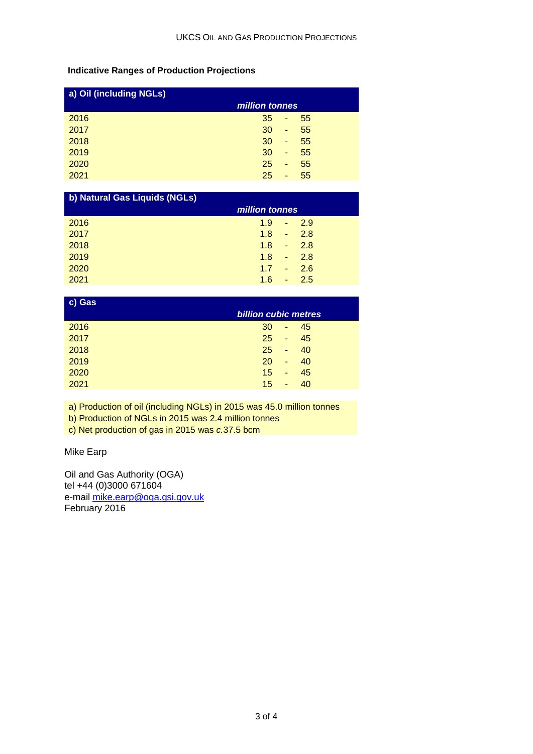## Indicative Ranges of Production Projections

| a) Oil (including NGLs) | million tonnes |
|---|---|
| 2016 | 35 - 55 |
| 2017 | 30 - 55 |
| 2018 | 30 - 55 |
| 2019 | 30 - 55 |
| 2020 | 25 - 55 |
| 2021 | 25 - 55 |

| b) Natural Gas Liquids (NGLs) | million tonnes |
|---|---|
| 2016 | 1.9 - 2.9 |
| 2017 | 1.8 - 2.8 |
| 2018 | 1.8 - 2.8 |
| 2019 | 1.8 - 2.8 |
| 2020 | 1.7 - 2.6 |
| 2021 | 1.6 - 2.5 |

| c) Gas | billion cubic metres |
|---|---|
| 2016 | 30 - 45 |
| 2017 | 25 - 45 |
| 2018 | 25 - 40 |
| 2019 | 20 - 40 |
| 2020 | 15 - 45 |
| 2021 | 15 - 40 |

a) Production of oil (including NGLs) in 2015 was 45.0 million tonnes
b) Production of NGLs in 2015 was 2.4 million tonnes
c) Net production of gas in 2015 was *c.*37.5 bcm

Mike Earp

Oil and Gas Authority (OGA)
tel +44 (0)3000 671604
e-mail mike.earp@oga.gsi.gov.uk
February 2016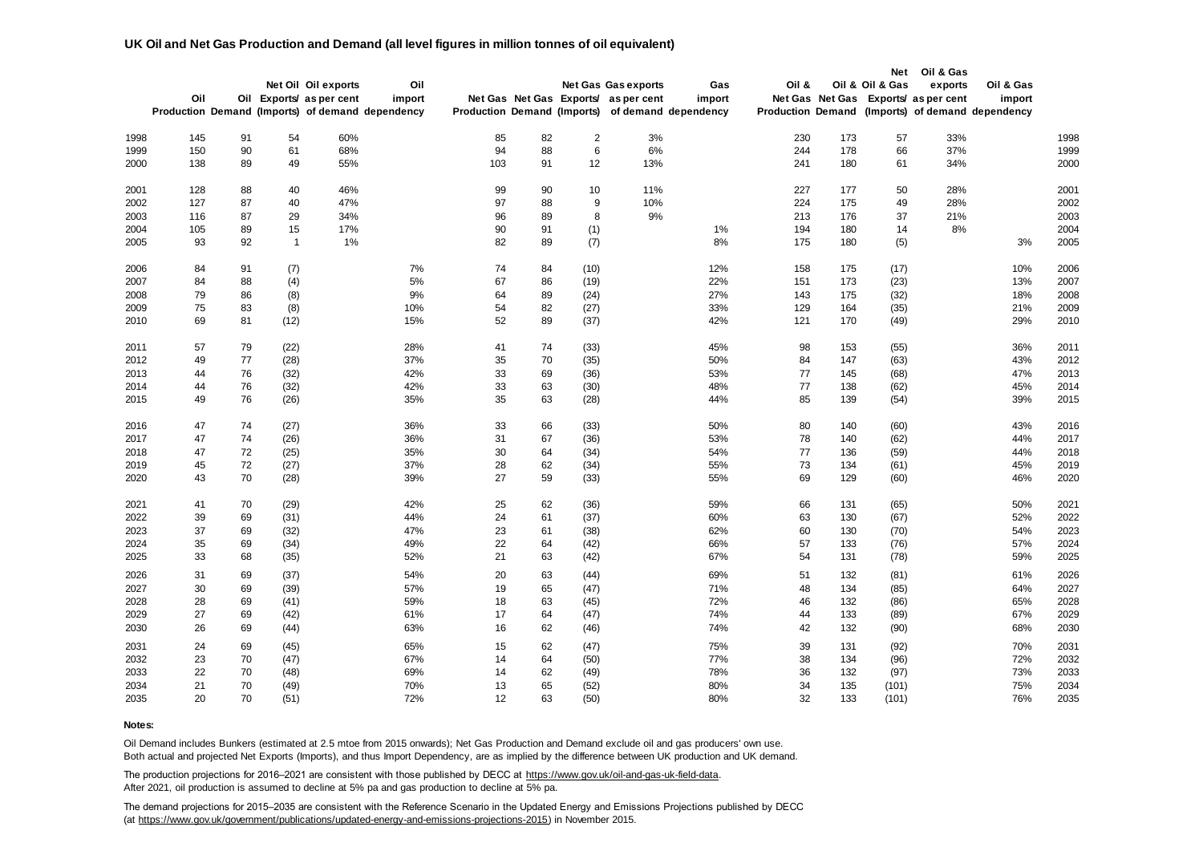**UK Oil and Net Gas Production and Demand (all level figures in million tonnes of oil equivalent)**

| | Oil Production | Oil Demand | Net Oil Exports/ (Imports) | Oil exports as per cent of demand | Oil import dependency | Net Gas Production | Net Gas Demand | Net Gas Exports/ (Imports) | Gas exports as per cent of demand | Gas import dependency | Oil & Net Gas Production | Oil & Net Gas Demand | Net Oil & Gas Exports/ (Imports) | Oil & Gas exports as per cent of demand | Oil & Gas import dependency | |
|---|---|---|---|---|---|---|---|---|---|---|---|---|---|---|---|---|
| 1998 | 145 | 91 | 54 | 60% | | 85 | 82 | 2 | 3% | | 230 | 173 | 57 | 33% | | 1998 |
| 1999 | 150 | 90 | 61 | 68% | | 94 | 88 | 6 | 6% | | 244 | 178 | 66 | 37% | | 1999 |
| 2000 | 138 | 89 | 49 | 55% | | 103 | 91 | 12 | 13% | | 241 | 180 | 61 | 34% | | 2000 |
| 2001 | 128 | 88 | 40 | 46% | | 99 | 90 | 10 | 11% | | 227 | 177 | 50 | 28% | | 2001 |
| 2002 | 127 | 87 | 40 | 47% | | 97 | 88 | 9 | 10% | | 224 | 175 | 49 | 28% | | 2002 |
| 2003 | 116 | 87 | 29 | 34% | | 96 | 89 | 8 | 9% | | 213 | 176 | 37 | 21% | | 2003 |
| 2004 | 105 | 89 | 15 | 17% | | 90 | 91 | (1) | | 1% | 194 | 180 | 14 | 8% | | 2004 |
| 2005 | 93 | 92 | 1 | 1% | | 82 | 89 | (7) | | 8% | 175 | 180 | (5) | | 3% | 2005 |
| 2006 | 84 | 91 | (7) | | 7% | 74 | 84 | (10) | | 12% | 158 | 175 | (17) | | 10% | 2006 |
| 2007 | 84 | 88 | (4) | | 5% | 67 | 86 | (19) | | 22% | 151 | 173 | (23) | | 13% | 2007 |
| 2008 | 79 | 86 | (8) | | 9% | 64 | 89 | (24) | | 27% | 143 | 175 | (32) | | 18% | 2008 |
| 2009 | 75 | 83 | (8) | | 10% | 54 | 82 | (27) | | 33% | 129 | 164 | (35) | | 21% | 2009 |
| 2010 | 69 | 81 | (12) | | 15% | 52 | 89 | (37) | | 42% | 121 | 170 | (49) | | 29% | 2010 |
| 2011 | 57 | 79 | (22) | | 28% | 41 | 74 | (33) | | 45% | 98 | 153 | (55) | | 36% | 2011 |
| 2012 | 49 | 77 | (28) | | 37% | 35 | 70 | (35) | | 50% | 84 | 147 | (63) | | 43% | 2012 |
| 2013 | 44 | 76 | (32) | | 42% | 33 | 69 | (36) | | 53% | 77 | 145 | (68) | | 47% | 2013 |
| 2014 | 44 | 76 | (32) | | 42% | 33 | 63 | (30) | | 48% | 77 | 138 | (62) | | 45% | 2014 |
| 2015 | 49 | 76 | (26) | | 35% | 35 | 63 | (28) | | 44% | 85 | 139 | (54) | | 39% | 2015 |
| 2016 | 47 | 74 | (27) | | 36% | 33 | 66 | (33) | | 50% | 80 | 140 | (60) | | 43% | 2016 |
| 2017 | 47 | 74 | (26) | | 36% | 31 | 67 | (36) | | 53% | 78 | 140 | (62) | | 44% | 2017 |
| 2018 | 47 | 72 | (25) | | 35% | 30 | 64 | (34) | | 54% | 77 | 136 | (59) | | 44% | 2018 |
| 2019 | 45 | 72 | (27) | | 37% | 28 | 62 | (34) | | 55% | 73 | 134 | (61) | | 45% | 2019 |
| 2020 | 43 | 70 | (28) | | 39% | 27 | 59 | (33) | | 55% | 69 | 129 | (60) | | 46% | 2020 |
| 2021 | 41 | 70 | (29) | | 42% | 25 | 62 | (36) | | 59% | 66 | 131 | (65) | | 50% | 2021 |
| 2022 | 39 | 69 | (31) | | 44% | 24 | 61 | (37) | | 60% | 63 | 130 | (67) | | 52% | 2022 |
| 2023 | 37 | 69 | (32) | | 47% | 23 | 61 | (38) | | 62% | 60 | 130 | (70) | | 54% | 2023 |
| 2024 | 35 | 69 | (34) | | 49% | 22 | 64 | (42) | | 66% | 57 | 133 | (76) | | 57% | 2024 |
| 2025 | 33 | 68 | (35) | | 52% | 21 | 63 | (42) | | 67% | 54 | 131 | (78) | | 59% | 2025 |
| 2026 | 31 | 69 | (37) | | 54% | 20 | 63 | (44) | | 69% | 51 | 132 | (81) | | 61% | 2026 |
| 2027 | 30 | 69 | (39) | | 57% | 19 | 65 | (47) | | 71% | 48 | 134 | (85) | | 64% | 2027 |
| 2028 | 28 | 69 | (41) | | 59% | 18 | 63 | (45) | | 72% | 46 | 132 | (86) | | 65% | 2028 |
| 2029 | 27 | 69 | (42) | | 61% | 17 | 64 | (47) | | 74% | 44 | 133 | (89) | | 67% | 2029 |
| 2030 | 26 | 69 | (44) | | 63% | 16 | 62 | (46) | | 74% | 42 | 132 | (90) | | 68% | 2030 |
| 2031 | 24 | 69 | (45) | | 65% | 15 | 62 | (47) | | 75% | 39 | 131 | (92) | | 70% | 2031 |
| 2032 | 23 | 70 | (47) | | 67% | 14 | 64 | (50) | | 77% | 38 | 134 | (96) | | 72% | 2032 |
| 2033 | 22 | 70 | (48) | | 69% | 14 | 62 | (49) | | 78% | 36 | 132 | (97) | | 73% | 2033 |
| 2034 | 21 | 70 | (49) | | 70% | 13 | 65 | (52) | | 80% | 34 | 135 | (101) | | 75% | 2034 |
| 2035 | 20 | 70 | (51) | | 72% | 12 | 63 | (50) | | 80% | 32 | 133 | (101) | | 76% | 2035 |

**Notes:**

Oil Demand includes Bunkers (estimated at 2.5 mtoe from 2015 onwards); Net Gas Production and Demand exclude oil and gas producers' own use.
Both actual and projected Net Exports (Imports), and thus Import Dependency, are as implied by the difference between UK production and UK demand.

The production projections for 2016–2021 are consistent with those published by DECC at https://www.gov.uk/oil-and-gas-uk-field-data.
After 2021, oil production is assumed to decline at 5% pa and gas production to decline at 5% pa.

The demand projections for 2015–2035 are consistent with the Reference Scenario in the Updated Energy and Emissions Projections published by DECC
(at https://www.gov.uk/government/publications/updated-energy-and-emissions-projections-2015) in November 2015.